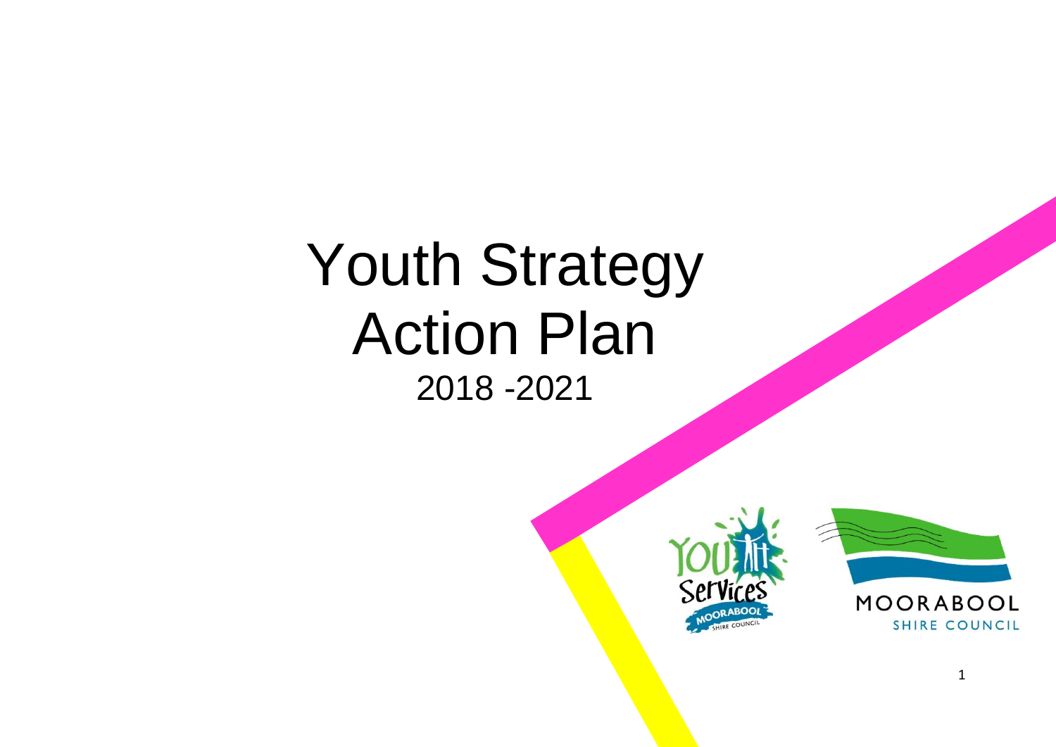# Youth Strategy Action Plan

2018 -2021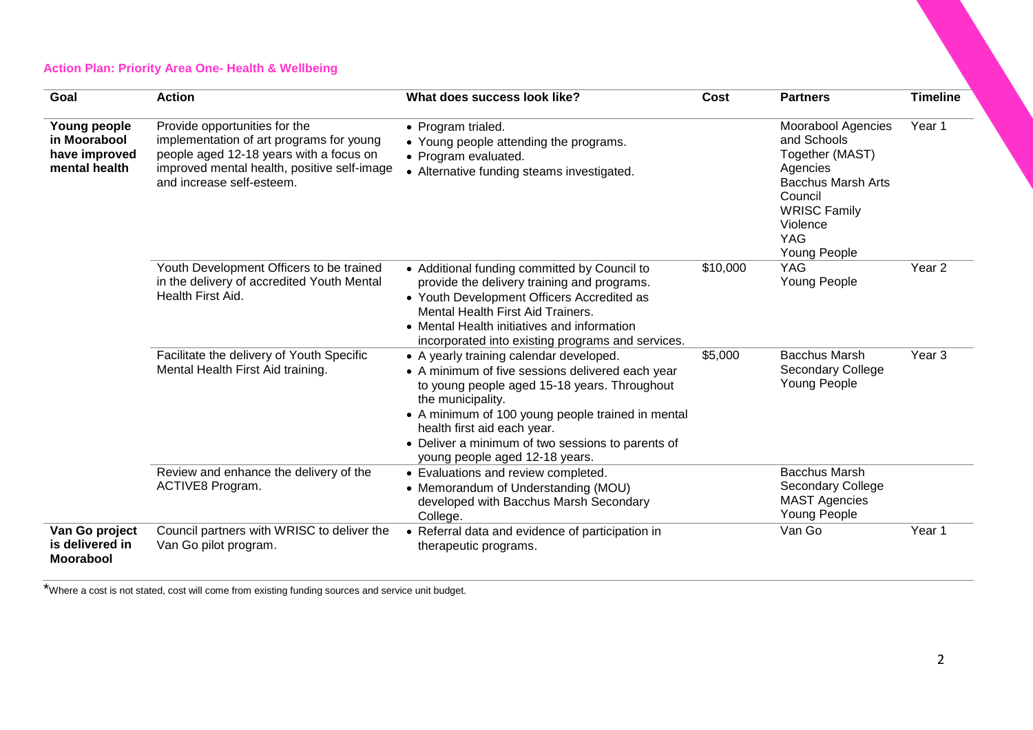**Action Plan: Priority Area One- Health & Wellbeing**

| Goal | Action | What does success look like? | Cost | Partners | Timeline |
|---|---|---|---|---|---|
| **Young people in Moorabool have improved mental health** | Provide opportunities for the implementation of art programs for young people aged 12-18 years with a focus on improved mental health, positive self-image and increase self-esteem. | • Program trialed.<br>• Young people attending the programs.<br>• Program evaluated.<br>• Alternative funding steams investigated. | | Moorabool Agencies and Schools Together (MAST) Agencies<br>Bacchus Marsh Arts Council<br>WRISC Family Violence<br>YAG<br>Young People | Year 1 |
| | Youth Development Officers to be trained in the delivery of accredited Youth Mental Health First Aid. | • Additional funding committed by Council to provide the delivery training and programs.<br>• Youth Development Officers Accredited as Mental Health First Aid Trainers.<br>• Mental Health initiatives and information incorporated into existing programs and services. | $10,000 | YAG<br>Young People | Year 2 |
| | Facilitate the delivery of Youth Specific Mental Health First Aid training. | • A yearly training calendar developed.<br>• A minimum of five sessions delivered each year to young people aged 15-18 years. Throughout the municipality.<br>• A minimum of 100 young people trained in mental health first aid each year.<br>• Deliver a minimum of two sessions to parents of young people aged 12-18 years. | $5,000 | Bacchus Marsh Secondary College<br>Young People | Year 3 |
| | Review and enhance the delivery of the ACTIVE8 Program. | • Evaluations and review completed.<br>• Memorandum of Understanding (MOU) developed with Bacchus Marsh Secondary College. | | Bacchus Marsh Secondary College<br>MAST Agencies<br>Young People | |
| **Van Go project is delivered in Moorabool** | Council partners with WRISC to deliver the Van Go pilot program. | • Referral data and evidence of participation in therapeutic programs. | | Van Go | Year 1 |

*Where a cost is not stated, cost will come from existing funding sources and service unit budget.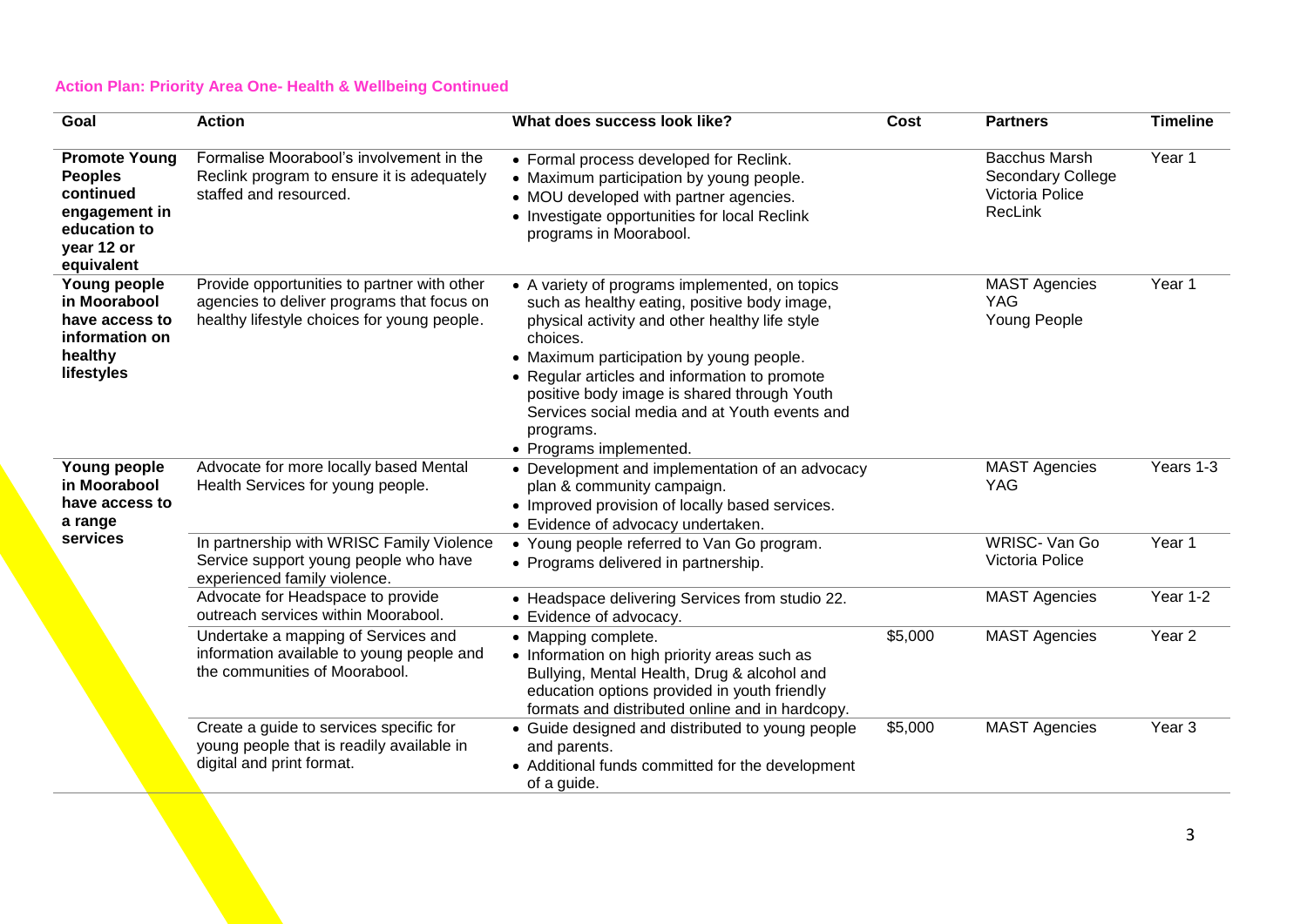#### Action Plan: Priority Area One- Health & Wellbeing Continued

| Goal | Action | What does success look like? | Cost | Partners | Timeline |
|---|---|---|---|---|---|
| **Promote Young Peoples continued engagement in education to year 12 or equivalent** | Formalise Moorabool's involvement in the Reclink program to ensure it is adequately staffed and resourced. | • Formal process developed for Reclink.<br>• Maximum participation by young people.<br>• MOU developed with partner agencies.<br>• Investigate opportunities for local Reclink programs in Moorabool. | | Bacchus Marsh Secondary College<br>Victoria Police<br>RecLink | Year 1 |
| **Young people in Moorabool have access to information on healthy lifestyles** | Provide opportunities to partner with other agencies to deliver programs that focus on healthy lifestyle choices for young people. | • A variety of programs implemented, on topics such as healthy eating, positive body image, physical activity and other healthy life style choices.<br>• Maximum participation by young people.<br>• Regular articles and information to promote positive body image is shared through Youth Services social media and at Youth events and programs.<br>• Programs implemented. | | MAST Agencies<br>YAG<br>Young People | Year 1 |
| **Young people in Moorabool have access to a range services** | Advocate for more locally based Mental Health Services for young people. | • Development and implementation of an advocacy plan & community campaign.<br>• Improved provision of locally based services.<br>• Evidence of advocacy undertaken. | | MAST Agencies<br>YAG | Years 1-3 |
| | In partnership with WRISC Family Violence Service support young people who have experienced family violence. | • Young people referred to Van Go program.<br>• Programs delivered in partnership. | | WRISC- Van Go<br>Victoria Police | Year 1 |
| | Advocate for Headspace to provide outreach services within Moorabool. | • Headspace delivering Services from studio 22.<br>• Evidence of advocacy. | | MAST Agencies | Year 1-2 |
| | Undertake a mapping of Services and information available to young people and the communities of Moorabool. | • Mapping complete.<br>• Information on high priority areas such as Bullying, Mental Health, Drug & alcohol and education options provided in youth friendly formats and distributed online and in hardcopy. | $5,000 | MAST Agencies | Year 2 |
| | Create a guide to services specific for young people that is readily available in digital and print format. | • Guide designed and distributed to young people and parents.<br>• Additional funds committed for the development of a guide. | $5,000 | MAST Agencies | Year 3 |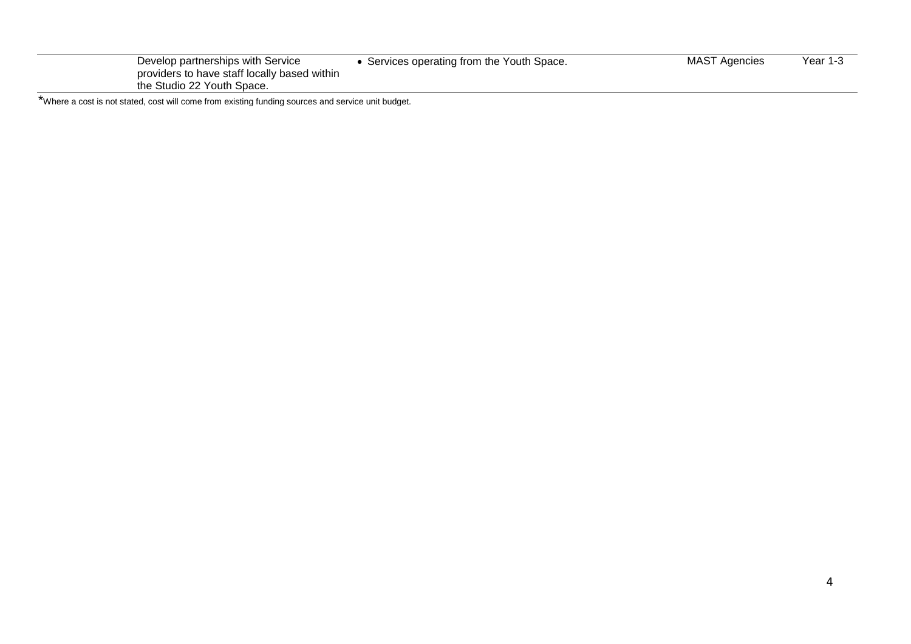| | | | | |
|---|---|---|---|---|
| | Develop partnerships with Service providers to have staff locally based within the Studio 22 Youth Space. | • Services operating from the Youth Space. | MAST Agencies | Year 1-3 |

*Where a cost is not stated, cost will come from existing funding sources and service unit budget.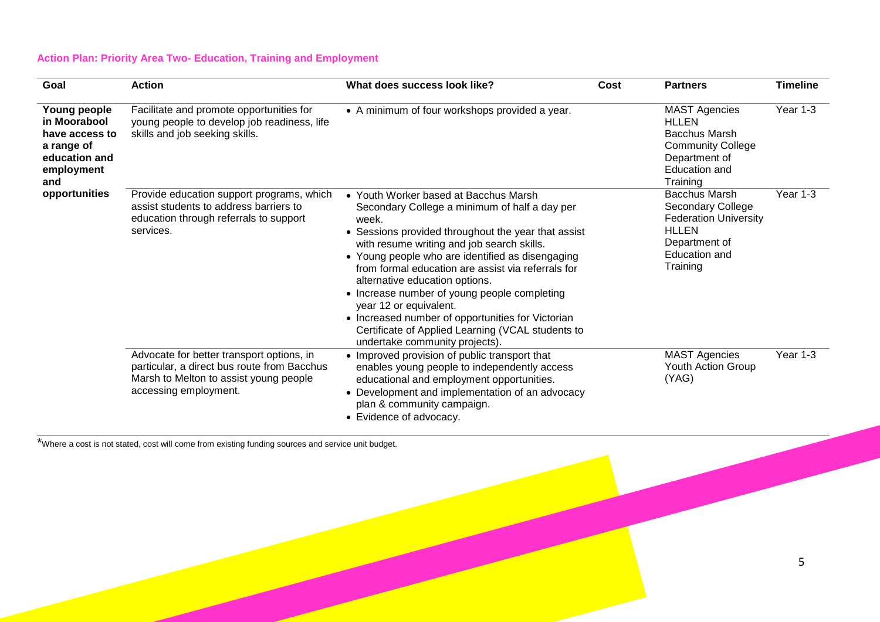**Action Plan: Priority Area Two- Education, Training and Employment**

| Goal | Action | What does success look like? | Cost | Partners | Timeline |
|---|---|---|---|---|---|
| **Young people in Moorabool have access to a range of education and employment and opportunities** | Facilitate and promote opportunities for young people to develop job readiness, life skills and job seeking skills. | • A minimum of four workshops provided a year. | | MAST Agencies<br>HLLEN<br>Bacchus Marsh Community College<br>Department of Education and Training | Year 1-3 |
| | Provide education support programs, which assist students to address barriers to education through referrals to support services. | • Youth Worker based at Bacchus Marsh Secondary College a minimum of half a day per week.<br>• Sessions provided throughout the year that assist with resume writing and job search skills.<br>• Young people who are identified as disengaging from formal education are assist via referrals for alternative education options.<br>• Increase number of young people completing year 12 or equivalent.<br>• Increased number of opportunities for Victorian Certificate of Applied Learning (VCAL students to undertake community projects). | | Bacchus Marsh Secondary College<br>Federation University<br>HLLEN<br>Department of Education and Training | Year 1-3 |
| | Advocate for better transport options, in particular, a direct bus route from Bacchus Marsh to Melton to assist young people accessing employment. | • Improved provision of public transport that enables young people to independently access educational and employment opportunities.<br>• Development and implementation of an advocacy plan & community campaign.<br>• Evidence of advocacy. | | MAST Agencies<br>Youth Action Group (YAG) | Year 1-3 |

*Where a cost is not stated, cost will come from existing funding sources and service unit budget.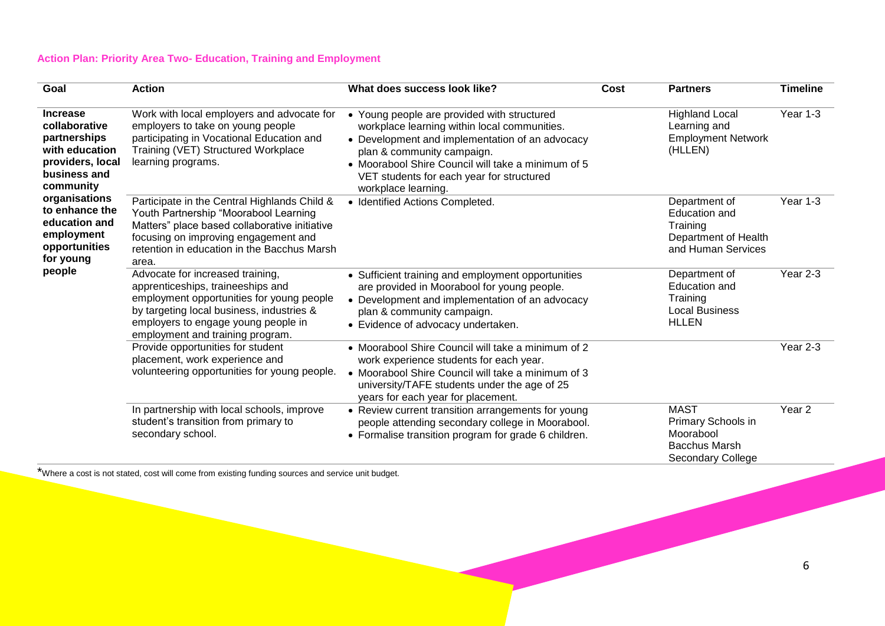### Action Plan: Priority Area Two- Education, Training and Employment

| Goal | Action | What does success look like? | Cost | Partners | Timeline |
|---|---|---|---|---|---|
| **Increase collaborative partnerships with education providers, local business and community organisations to enhance the education and employment opportunities for young people** | Work with local employers and advocate for employers to take on young people participating in Vocational Education and Training (VET) Structured Workplace learning programs. | • Young people are provided with structured workplace learning within local communities.<br>• Development and implementation of an advocacy plan & community campaign.<br>• Moorabool Shire Council will take a minimum of 5 VET students for each year for structured workplace learning. | | Highland Local Learning and Employment Network (HLLEN) | Year 1-3 |
| | Participate in the Central Highlands Child & Youth Partnership "Moorabool Learning Matters" place based collaborative initiative focusing on improving engagement and retention in education in the Bacchus Marsh area. | • Identified Actions Completed. | | Department of Education and Training<br>Department of Health and Human Services | Year 1-3 |
| | Advocate for increased training, apprenticeships, traineeships and employment opportunities for young people by targeting local business, industries & employers to engage young people in employment and training program. | • Sufficient training and employment opportunities are provided in Moorabool for young people.<br>• Development and implementation of an advocacy plan & community campaign.<br>• Evidence of advocacy undertaken. | | Department of Education and Training<br>Local Business<br>HLLEN | Year 2-3 |
| | Provide opportunities for student placement, work experience and volunteering opportunities for young people. | • Moorabool Shire Council will take a minimum of 2 work experience students for each year.<br>• Moorabool Shire Council will take a minimum of 3 university/TAFE students under the age of 25 years for each year for placement. | | | Year 2-3 |
| | In partnership with local schools, improve student's transition from primary to secondary school. | • Review current transition arrangements for young people attending secondary college in Moorabool.<br>• Formalise transition program for grade 6 children. | | MAST<br>Primary Schools in Moorabool<br>Bacchus Marsh Secondary College | Year 2 |

*Where a cost is not stated, cost will come from existing funding sources and service unit budget.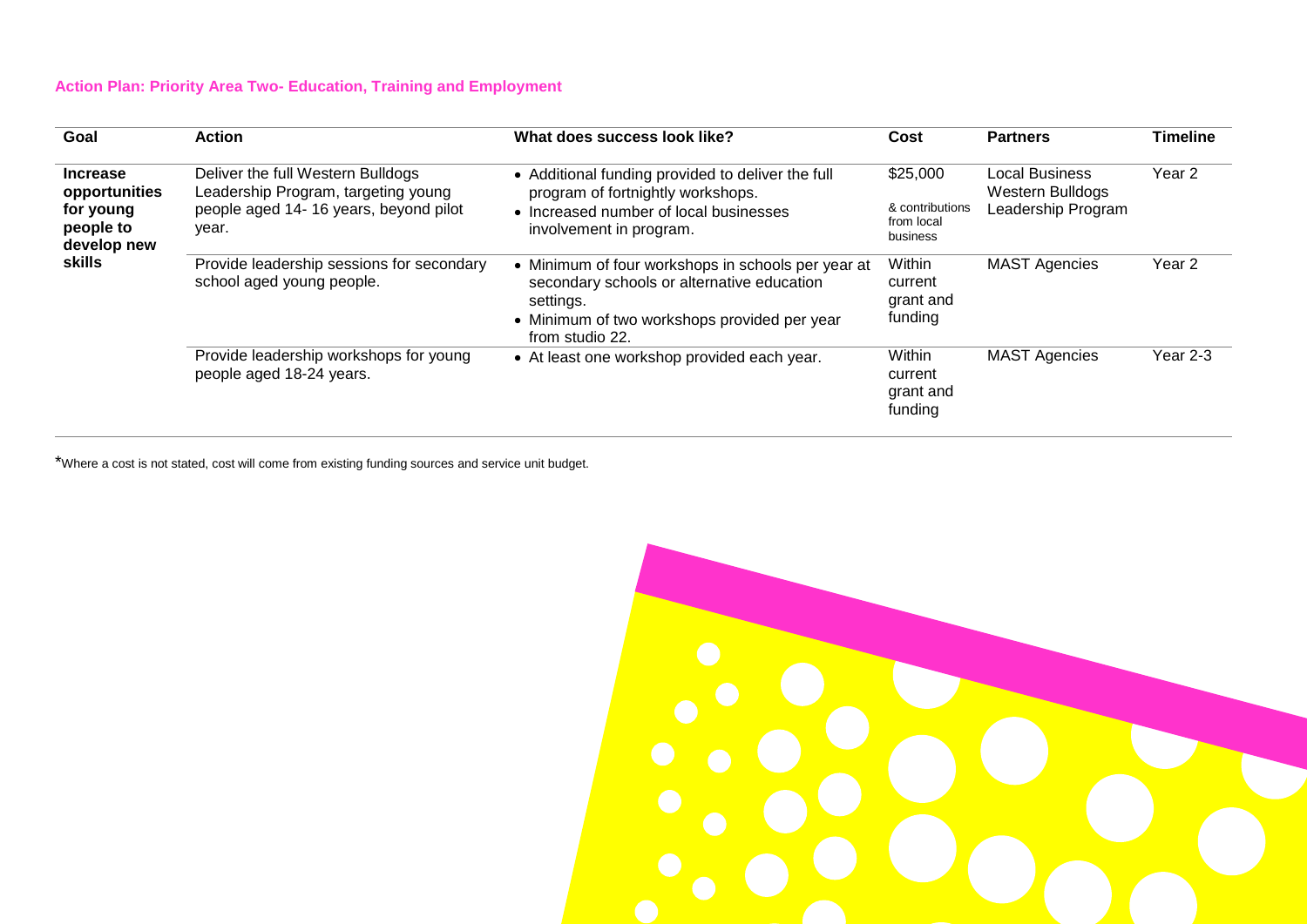### Action Plan: Priority Area Two- Education, Training and Employment

| Goal | Action | What does success look like? | Cost | Partners | Timeline |
|---|---|---|---|---|---|
| **Increase opportunities for young people to develop new skills** | Deliver the full Western Bulldogs Leadership Program, targeting young people aged 14- 16 years, beyond pilot year. | • Additional funding provided to deliver the full program of fortnightly workshops.<br>• Increased number of local businesses involvement in program. | $25,000<br>& contributions from local business | Local Business<br>Western Bulldogs Leadership Program | Year 2 |
| | Provide leadership sessions for secondary school aged young people. | • Minimum of four workshops in schools per year at secondary schools or alternative education settings.<br>• Minimum of two workshops provided per year from studio 22. | Within current grant and funding | MAST Agencies | Year 2 |
| | Provide leadership workshops for young people aged 18-24 years. | • At least one workshop provided each year. | Within current grant and funding | MAST Agencies | Year 2-3 |

*Where a cost is not stated, cost will come from existing funding sources and service unit budget.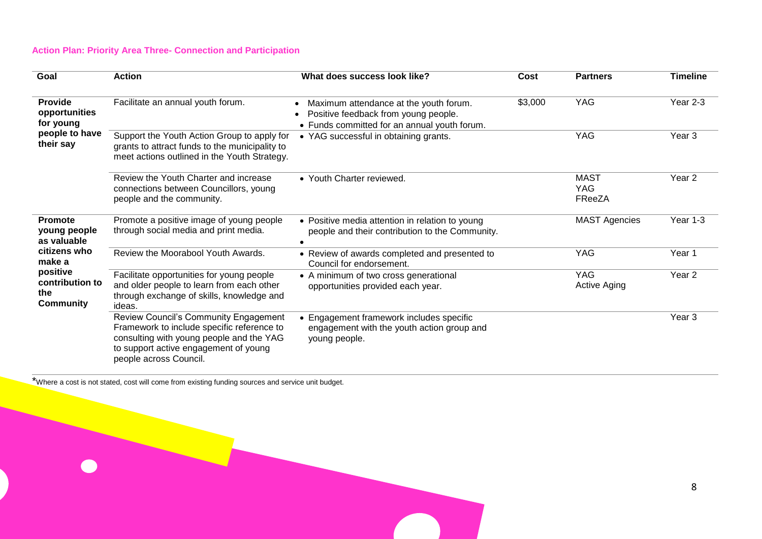**Action Plan: Priority Area Three- Connection and Participation**

| Goal | Action | What does success look like? | Cost | Partners | Timeline |
|---|---|---|---|---|---|
| **Provide opportunities for young people to have their say** | Facilitate an annual youth forum. | • Maximum attendance at the youth forum.<br>• Positive feedback from young people.<br>• Funds committed for an annual youth forum. | $3,000 | YAG | Year 2-3 |
| | Support the Youth Action Group to apply for grants to attract funds to the municipality to meet actions outlined in the Youth Strategy. | • YAG successful in obtaining grants. | | YAG | Year 3 |
| | Review the Youth Charter and increase connections between Councillors, young people and the community. | • Youth Charter reviewed. | | MAST<br>YAG<br>FReeZA | Year 2 |
| **Promote young people as valuable citizens who make a positive contribution to the Community** | Promote a positive image of young people through social media and print media. | • Positive media attention in relation to young people and their contribution to the Community.<br>• | | MAST Agencies | Year 1-3 |
| | Review the Moorabool Youth Awards. | • Review of awards completed and presented to Council for endorsement. | | YAG | Year 1 |
| | Facilitate opportunities for young people and older people to learn from each other through exchange of skills, knowledge and ideas. | • A minimum of two cross generational opportunities provided each year. | | YAG<br>Active Aging | Year 2 |
| | Review Council's Community Engagement Framework to include specific reference to consulting with young people and the YAG to support active engagement of young people across Council. | • Engagement framework includes specific engagement with the youth action group and young people. | | | Year 3 |

*Where a cost is not stated, cost will come from existing funding sources and service unit budget.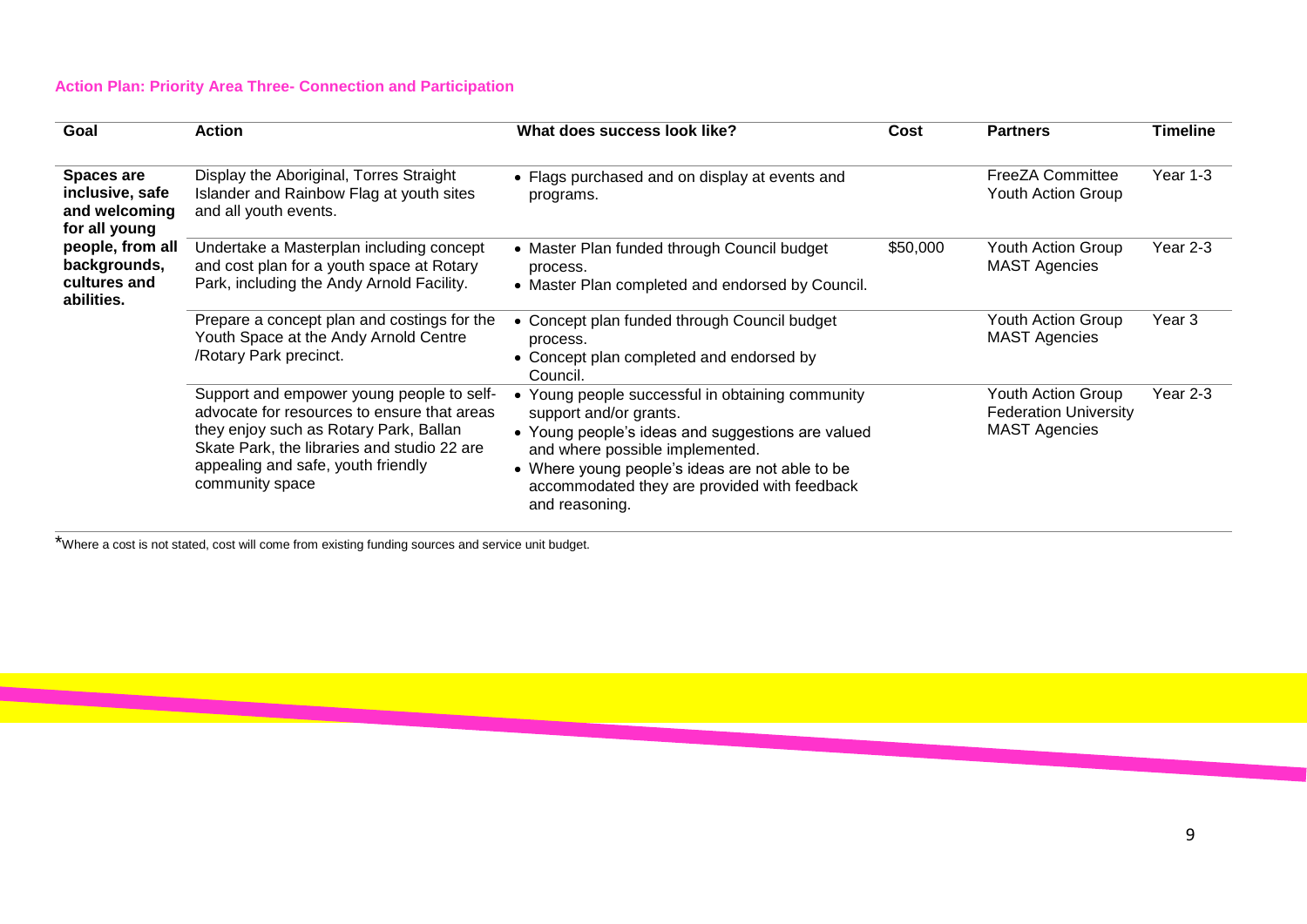**Action Plan: Priority Area Three- Connection and Participation**

| Goal | Action | What does success look like? | Cost | Partners | Timeline |
|---|---|---|---|---|---|
| **Spaces are inclusive, safe and welcoming for all young people, from all backgrounds, cultures and abilities.** | Display the Aboriginal, Torres Straight Islander and Rainbow Flag at youth sites and all youth events. | • Flags purchased and on display at events and programs. | | FreeZA Committee<br>Youth Action Group | Year 1-3 |
| | Undertake a Masterplan including concept and cost plan for a youth space at Rotary Park, including the Andy Arnold Facility. | • Master Plan funded through Council budget process.<br>• Master Plan completed and endorsed by Council. | $50,000 | Youth Action Group<br>MAST Agencies | Year 2-3 |
| | Prepare a concept plan and costings for the Youth Space at the Andy Arnold Centre /Rotary Park precinct. | • Concept plan funded through Council budget process.<br>• Concept plan completed and endorsed by Council. | | Youth Action Group<br>MAST Agencies | Year 3 |
| | Support and empower young people to self-advocate for resources to ensure that areas they enjoy such as Rotary Park, Ballan Skate Park, the libraries and studio 22 are appealing and safe, youth friendly community space | • Young people successful in obtaining community support and/or grants.<br>• Young people's ideas and suggestions are valued and where possible implemented.<br>• Where young people's ideas are not able to be accommodated they are provided with feedback and reasoning. | | Youth Action Group<br>Federation University<br>MAST Agencies | Year 2-3 |

*Where a cost is not stated, cost will come from existing funding sources and service unit budget.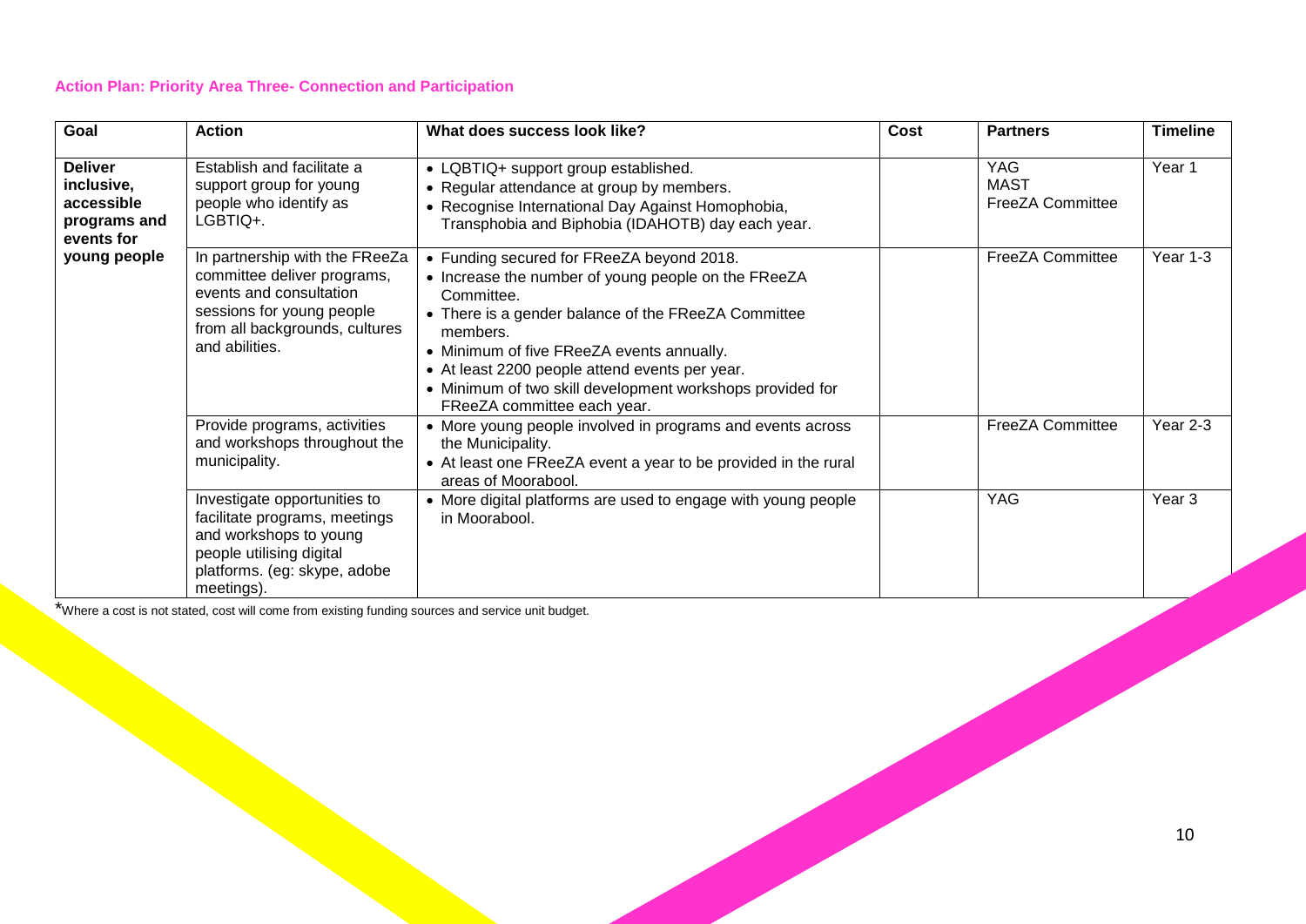### Action Plan: Priority Area Three- Connection and Participation

| Goal | Action | What does success look like? | Cost | Partners | Timeline |
|---|---|---|---|---|---|
| **Deliver inclusive, accessible programs and events for young people** | Establish and facilitate a support group for young people who identify as LGBTIQ+. | • LQBTIQ+ support group established.<br>• Regular attendance at group by members.<br>• Recognise International Day Against Homophobia, Transphobia and Biphobia (IDAHOTB) day each year. | | YAG<br>MAST<br>FreeZA Committee | Year 1 |
| | In partnership with the FReeZa committee deliver programs, events and consultation sessions for young people from all backgrounds, cultures and abilities. | • Funding secured for FReeZA beyond 2018.<br>• Increase the number of young people on the FReeZA Committee.<br>• There is a gender balance of the FReeZA Committee members.<br>• Minimum of five FReeZA events annually.<br>• At least 2200 people attend events per year.<br>• Minimum of two skill development workshops provided for FReeZA committee each year. | | FreeZA Committee | Year 1-3 |
| | Provide programs, activities and workshops throughout the municipality. | • More young people involved in programs and events across the Municipality.<br>• At least one FReeZA event a year to be provided in the rural areas of Moorabool. | | FreeZA Committee | Year 2-3 |
| | Investigate opportunities to facilitate programs, meetings and workshops to young people utilising digital platforms. (eg: skype, adobe meetings). | • More digital platforms are used to engage with young people in Moorabool. | | YAG | Year 3 |

*Where a cost is not stated, cost will come from existing funding sources and service unit budget.